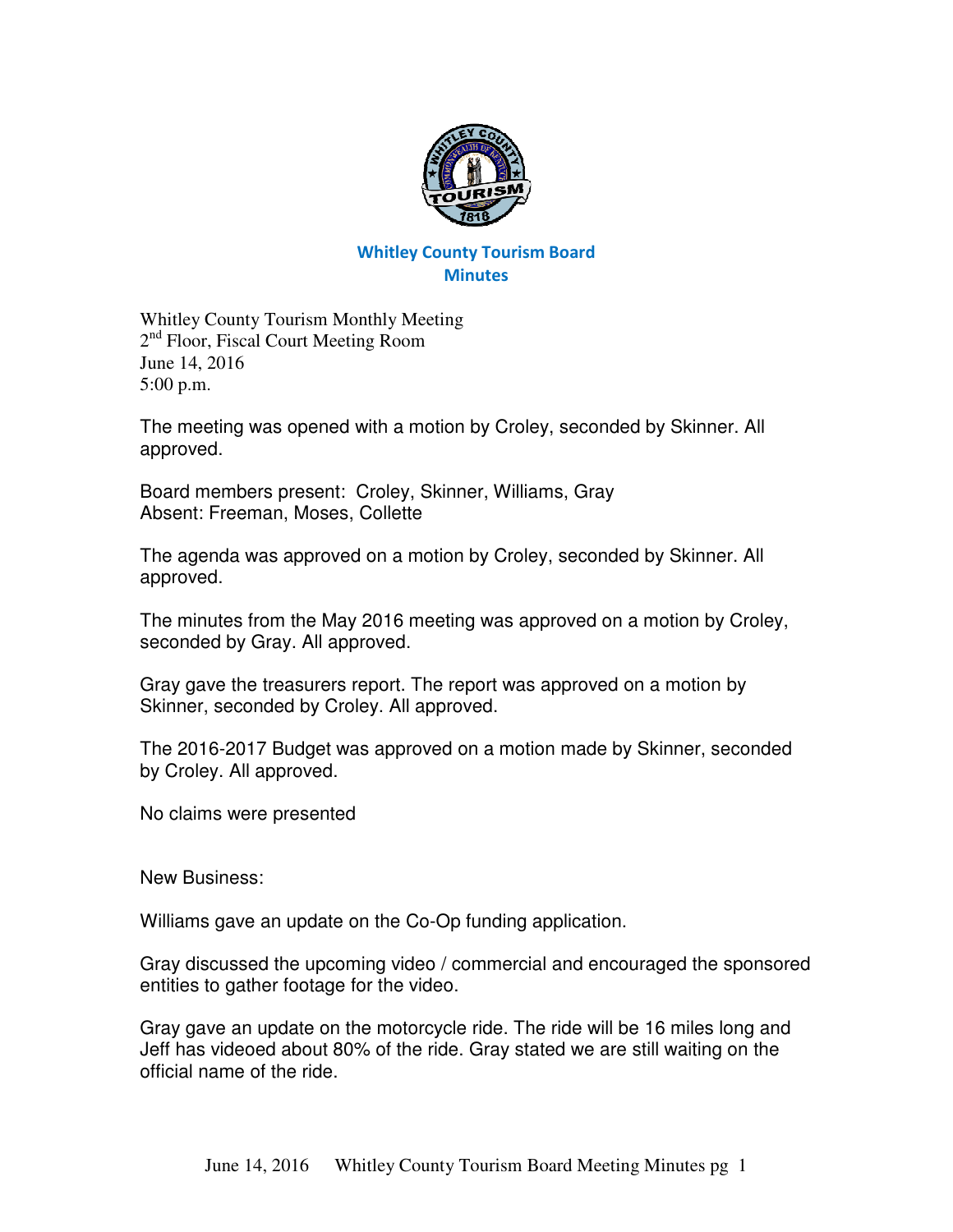# Whitley County Tourism Board
## Minutes

Whitley County Tourism Monthly Meeting
2nd Floor, Fiscal Court Meeting Room
June 14, 2016
5:00 p.m.

The meeting was opened with a motion by Croley, seconded by Skinner. All approved.

Board members present: Croley, Skinner, Williams, Gray
Absent: Freeman, Moses, Collette

The agenda was approved on a motion by Croley, seconded by Skinner. All approved.

The minutes from the May 2016 meeting was approved on a motion by Croley, seconded by Gray. All approved.

Gray gave the treasurers report. The report was approved on a motion by Skinner, seconded by Croley. All approved.

The 2016-2017 Budget was approved on a motion made by Skinner, seconded by Croley. All approved.

No claims were presented

New Business:

Williams gave an update on the Co-Op funding application.

Gray discussed the upcoming video / commercial and encouraged the sponsored entities to gather footage for the video.

Gray gave an update on the motorcycle ride. The ride will be 16 miles long and Jeff has videoed about 80% of the ride. Gray stated we are still waiting on the official name of the ride.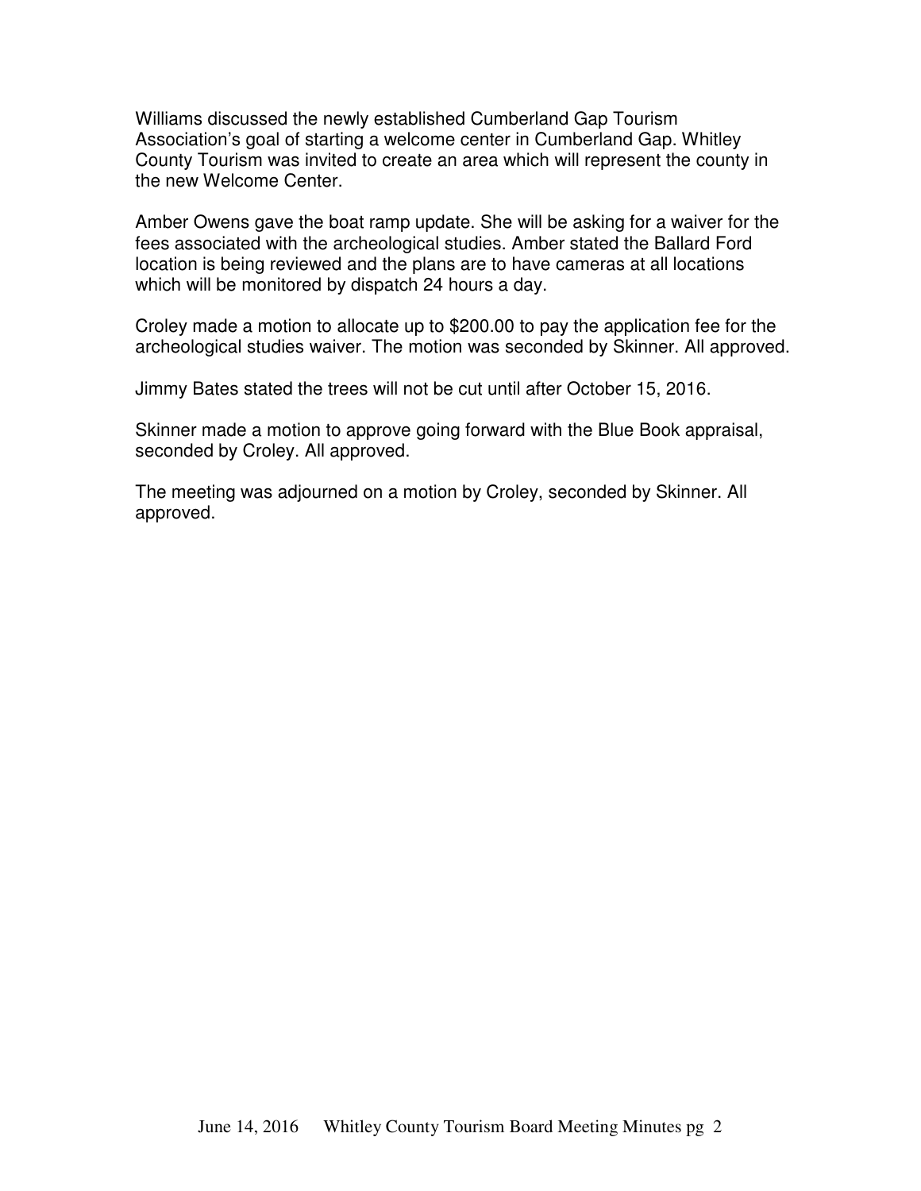Williams discussed the newly established Cumberland Gap Tourism Association's goal of starting a welcome center in Cumberland Gap. Whitley County Tourism was invited to create an area which will represent the county in the new Welcome Center.

Amber Owens gave the boat ramp update. She will be asking for a waiver for the fees associated with the archeological studies. Amber stated the Ballard Ford location is being reviewed and the plans are to have cameras at all locations which will be monitored by dispatch 24 hours a day.

Croley made a motion to allocate up to $200.00 to pay the application fee for the archeological studies waiver. The motion was seconded by Skinner. All approved.

Jimmy Bates stated the trees will not be cut until after October 15, 2016.

Skinner made a motion to approve going forward with the Blue Book appraisal, seconded by Croley. All approved.

The meeting was adjourned on a motion by Croley, seconded by Skinner. All approved.